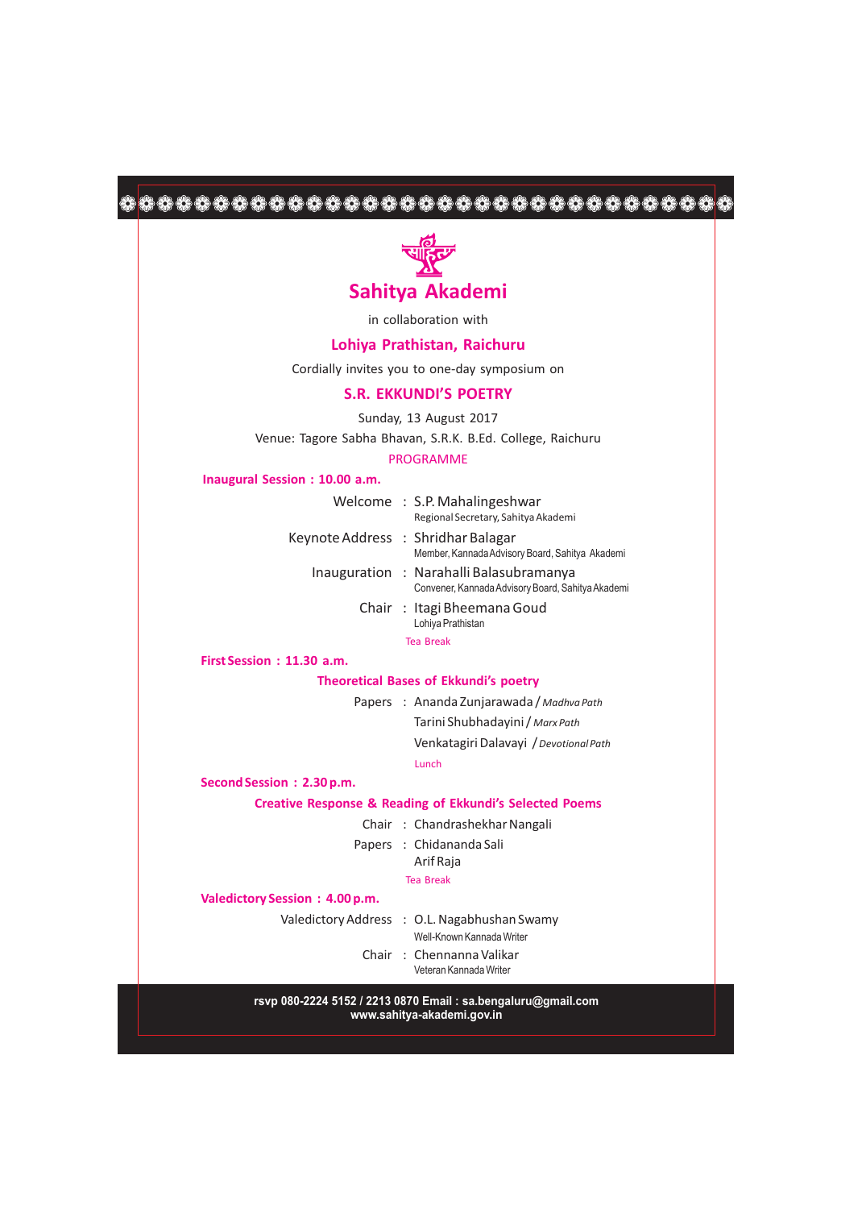# Sahitya Akademi

in collaboration with

## Lohiya Prathistan, Raichuru

Cordially invites you to one-day symposium on

## S.R. EKKUNDI'S POETRY

Sunday, 13 August 2017

Venue: Tagore Sabha Bhavan, S.R.K. B.Ed. College, Raichuru

PROGRAMME

### Inaugural Session : 10.00 a.m.

Welcome : S.P. Mahalingeshwar
Regional Secretary, Sahitya Akademi

Keynote Address : Shridhar Balagar
Member, Kannada Advisory Board, Sahitya Akademi

Inauguration : Narahalli Balasubramanya
Convener, Kannada Advisory Board, Sahitya Akademi

Chair : Itagi Bheemana Goud
Lohiya Prathistan

Tea Break

### First Session : 11.30 a.m.

**Theoretical Bases of Ekkundi's poetry**

Papers : Ananda Zunjarawada / *Madhva Path*
Tarini Shubhadayini / *Marx Path*
Venkatagiri Dalavayi / *Devotional Path*

Lunch

### Second Session : 2.30 p.m.

**Creative Response & Reading of Ekkundi's Selected Poems**

Chair : Chandrashekhar Nangali

Papers : Chidananda Sali
Arif Raja

Tea Break

### Valedictory Session : 4.00 p.m.

Valedictory Address : O.L. Nagabhushan Swamy
Well-Known Kannada Writer

Chair : Chennanna Valikar
Veteran Kannada Writer

**rsvp 080-2224 5152 / 2213 0870 Email : sa.bengaluru@gmail.com**
**www.sahitya-akademi.gov.in**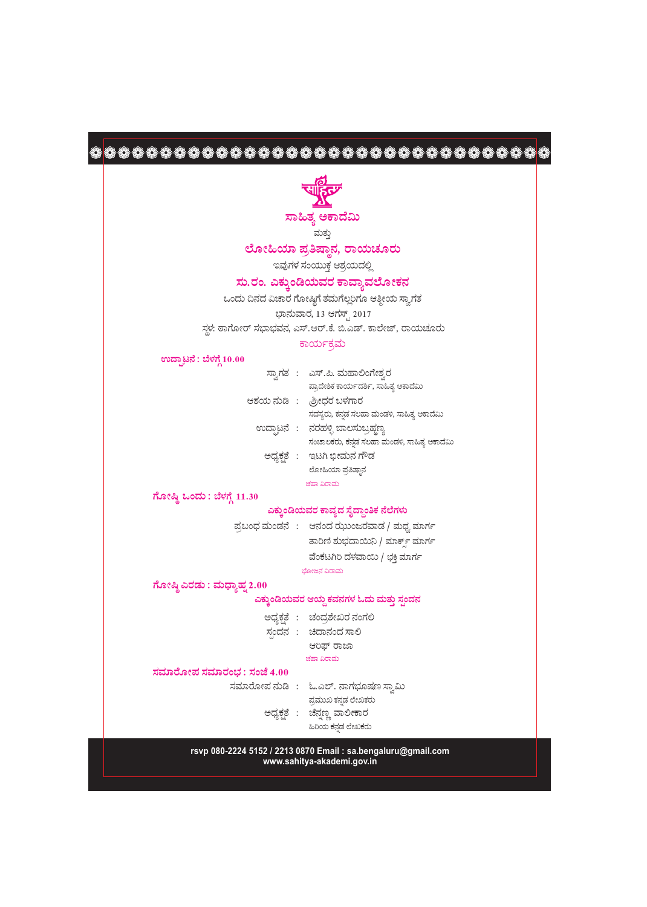# ಸಾಹಿತ್ಯ ಅಕಾದೆಮಿ

ಮತ್ತು

## ಲೋಹಿಯಾ ಪ್ರತಿಷ್ಠಾನ, ರಾಯಚೂರು

ಇವುಗಳ ಸಂಯುಕ್ತ ಆಶ್ರಯದಲ್ಲಿ

## ಸು.ರಂ. ಎಕ್ಕುಂಡಿಯವರ ಕಾವ್ಯಾವಲೋಕನ

ಒಂದು ದಿನದ ವಿಚಾರ ಗೋಷ್ಠಿಗೆ ತಮಗೆಲ್ಲರಿಗೂ ಆತ್ಮೀಯ ಸ್ವಾಗತ

ಭಾನುವಾರ, 13 ಆಗಸ್ಟ್ 2017

ಸ್ಥಳ: ಠಾಗೋರ್ ಸಭಾಭವನ, ಎಸ್.ಆರ್.ಕೆ. ಬಿ.ಎಡ್. ಕಾಲೇಜ್, ರಾಯಚೂರು

### ಕಾರ್ಯಕ್ರಮ

**ಉದ್ಘಾಟನೆ : ಬೆಳಗ್ಗೆ 10.00**

ಸ್ವಾಗತ : ಎಸ್.ಪಿ. ಮಹಾಲಿಂಗೇಶ್ವರ
ಪ್ರಾದೇಶಿಕ ಕಾರ್ಯದರ್ಶಿ, ಸಾಹಿತ್ಯ ಅಕಾದೆಮಿ

ಆಶಯ ನುಡಿ : ಶ್ರೀಧರ ಬಳಗಾರ
ಸದಸ್ಯರು, ಕನ್ನಡ ಸಲಹಾ ಮಂಡಳಿ, ಸಾಹಿತ್ಯ ಅಕಾದೆಮಿ

ಉದ್ಘಾಟನೆ : ನರಹಳ್ಳಿ ಬಾಲಸುಬ್ರಹ್ಮಣ್ಯ
ಸಂಚಾಲಕರು, ಕನ್ನಡ ಸಲಹಾ ಮಂಡಳಿ, ಸಾಹಿತ್ಯ ಅಕಾದೆಮಿ

ಅಧ್ಯಕ್ಷತೆ : ಇಟಗಿ ಭೀಮನ ಗೌಡ
ಲೋಹಿಯಾ ಪ್ರತಿಷ್ಠಾನ

ಚಹಾ ವಿರಾಮ

**ಗೋಷ್ಠಿ ಒಂದು : ಬೆಳಗ್ಗೆ 11.30**

**ಎಕ್ಕುಂಡಿಯವರ ಕಾವ್ಯದ ಸೈದ್ಧಾಂತಿಕ ನೆಲೆಗಳು**

ಪ್ರಬಂಧ ಮಂಡನೆ : ಆನಂದ ಝುಂಜರವಾಡ / ಮಧ್ವ ಮಾರ್ಗ
ತಾರಿಣಿ ಶುಭದಾಯಿನಿ / ಮಾರ್ಕ್ಸ್ ಮಾರ್ಗ
ವೆಂಕಟಗಿರಿ ದಳವಾಯಿ / ಭಕ್ತಿ ಮಾರ್ಗ

ಭೋಜನ ವಿರಾಮ

**ಗೋಷ್ಠಿ ಎರಡು : ಮಧ್ಯಾಹ್ನ 2.00**

**ಎಕ್ಕುಂಡಿಯವರ ಆಯ್ದ ಕವನಗಳ ಓದು ಮತ್ತು ಸ್ಪಂದನ**

ಅಧ್ಯಕ್ಷತೆ : ಚಂದ್ರಶೇಖರ ನಂಗಲಿ

ಸ್ಪಂದನ : ಚಿದಾನಂದ ಸಾಲಿ
ಆರಿಫ್ ರಾಜಾ

ಚಹಾ ವಿರಾಮ

**ಸಮಾರೋಪ ಸಮಾರಂಭ : ಸಂಜೆ 4.00**

ಸಮಾರೋಪ ನುಡಿ : ಓ.ಎಲ್. ನಾಗಭೂಷಣ ಸ್ವಾಮಿ
ಪ್ರಮುಖ ಕನ್ನಡ ಲೇಖಕರು

ಅಧ್ಯಕ್ಷತೆ : ಚೆನ್ನಣ್ಣ ವಾಲೀಕಾರ
ಹಿರಿಯ ಕನ್ನಡ ಲೇಖಕರು

rsvp 080-2224 5152 / 2213 0870 Email : sa.bengaluru@gmail.com
www.sahitya-akademi.gov.in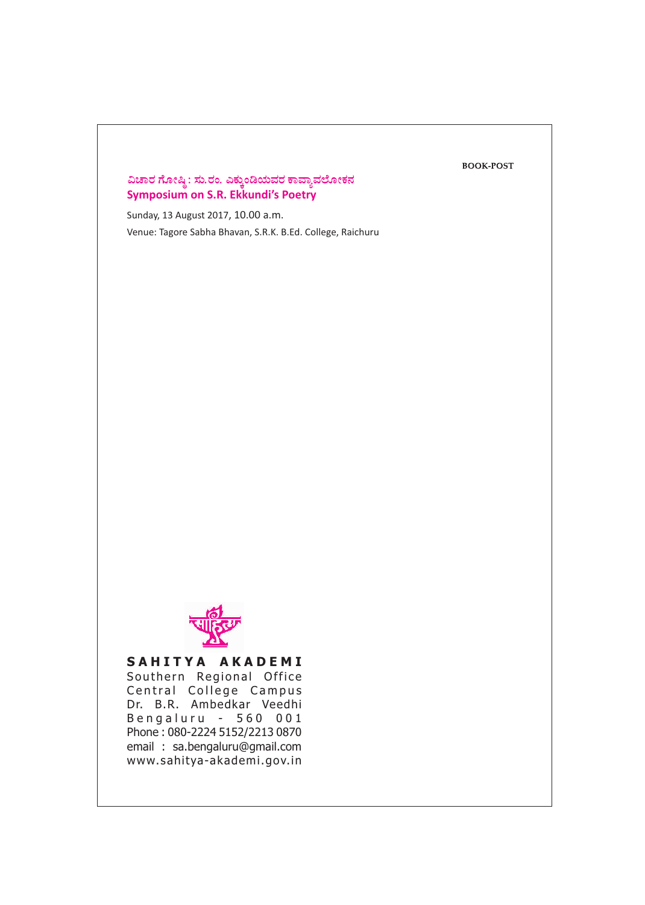BOOK-POST

**ವಿಚಾರ ಗೋಷ್ಠಿ : ಸು.ರಂ. ಎಕ್ಕುಂಡಿಯವರ ಕಾವ್ಯಾವಲೋಕನ**
**Symposium on S.R. Ekkundi's Poetry**

Sunday, 13 August 2017, 10.00 a.m.

Venue: Tagore Sabha Bhavan, S.R.K. B.Ed. College, Raichuru

**SAHITYA AKADEMI**
Southern Regional Office
Central College Campus
Dr. B.R. Ambedkar Veedhi
Bengaluru - 560 001
Phone : 080-2224 5152/2213 0870
email : sa.bengaluru@gmail.com
www.sahitya-akademi.gov.in